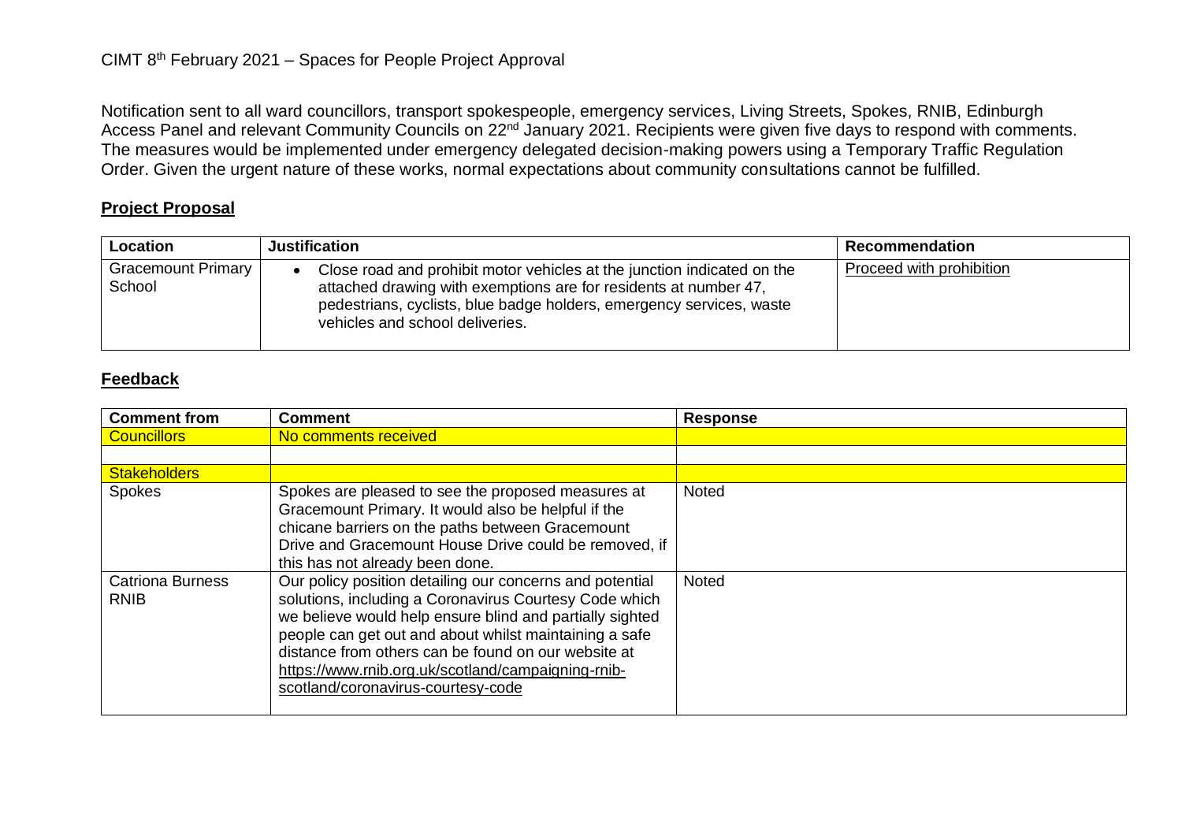CIMT 8th February 2021 – Spaces for People Project Approval

Notification sent to all ward councillors, transport spokespeople, emergency services, Living Streets, Spokes, RNIB, Edinburgh Access Panel and relevant Community Councils on 22nd January 2021. Recipients were given five days to respond with comments. The measures would be implemented under emergency delegated decision-making powers using a Temporary Traffic Regulation Order. Given the urgent nature of these works, normal expectations about community consultations cannot be fulfilled.

## **Project Proposal**

| Location | Justification | Recommendation |
|---|---|---|
| Gracemount Primary School | • Close road and prohibit motor vehicles at the junction indicated on the attached drawing with exemptions are for residents at number 47, pedestrians, cyclists, blue badge holders, emergency services, waste vehicles and school deliveries. | Proceed with prohibition |

## **Feedback**

| Comment from | Comment | Response |
|---|---|---|
| Councillors | No comments received | |
| | | |
| Stakeholders | | |
| Spokes | Spokes are pleased to see the proposed measures at Gracemount Primary. It would also be helpful if the chicane barriers on the paths between Gracemount Drive and Gracemount House Drive could be removed, if this has not already been done. | Noted |
| Catriona Burness RNIB | Our policy position detailing our concerns and potential solutions, including a Coronavirus Courtesy Code which we believe would help ensure blind and partially sighted people can get out and about whilst maintaining a safe distance from others can be found on our website at https://www.rnib.org.uk/scotland/campaigning-rnib-scotland/coronavirus-courtesy-code | Noted |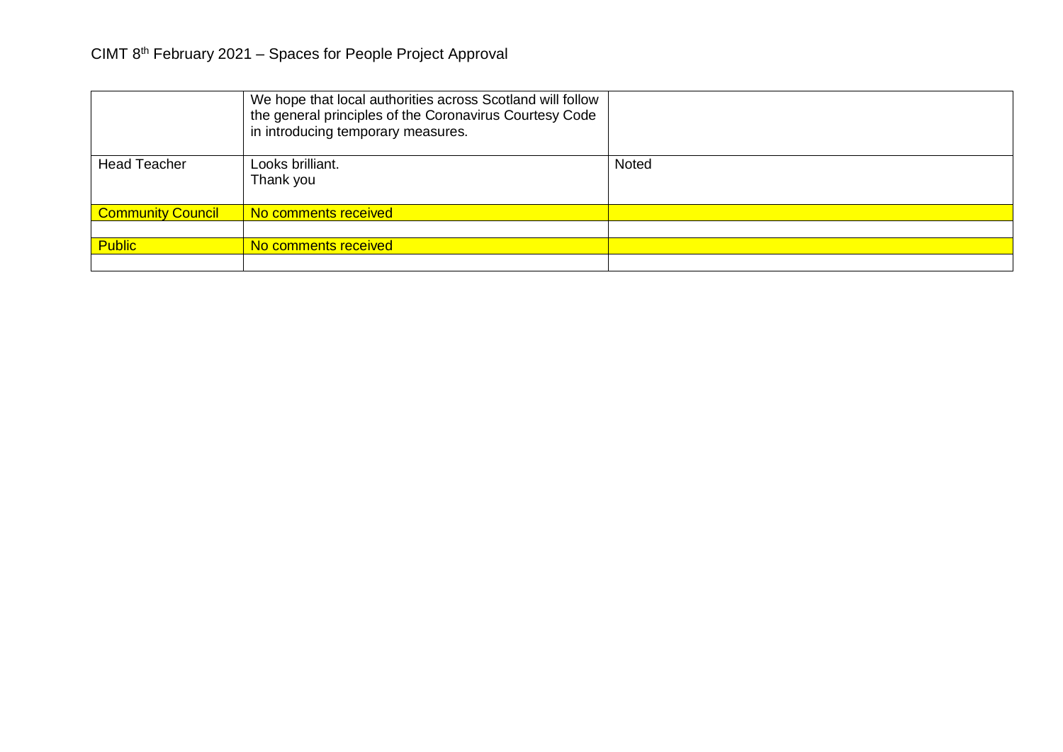| | | |
|---|---|---|
| | We hope that local authorities across Scotland will follow the general principles of the Coronavirus Courtesy Code in introducing temporary measures. | |
| Head Teacher | Looks brilliant.<br>Thank you | Noted |
| Community Council | No comments received | |
| | | |
| Public | No comments received | |
| | | |